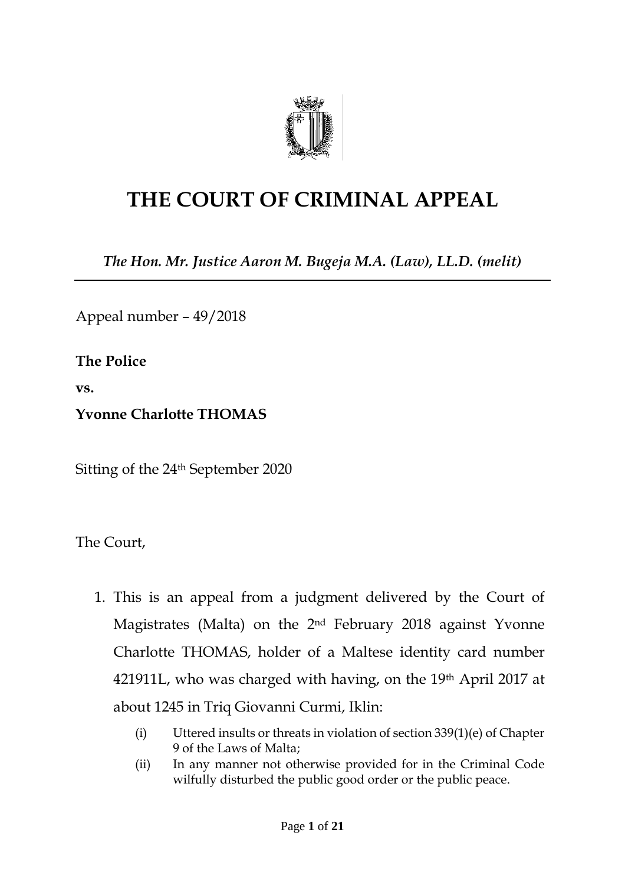# THE COURT OF CRIMINAL APPEAL

*The Hon. Mr. Justice Aaron M. Bugeja M.A. (Law), LL.D. (melit)*

Appeal number – 49/2018

**The Police**

**vs.**

**Yvonne Charlotte THOMAS**

Sitting of the 24th September 2020

The Court,

1. This is an appeal from a judgment delivered by the Court of Magistrates (Malta) on the 2nd February 2018 against Yvonne Charlotte THOMAS, holder of a Maltese identity card number 421911L, who was charged with having, on the 19th April 2017 at about 1245 in Triq Giovanni Curmi, Iklin:

   (i) Uttered insults or threats in violation of section 339(1)(e) of Chapter 9 of the Laws of Malta;

   (ii) In any manner not otherwise provided for in the Criminal Code wilfully disturbed the public good order or the public peace.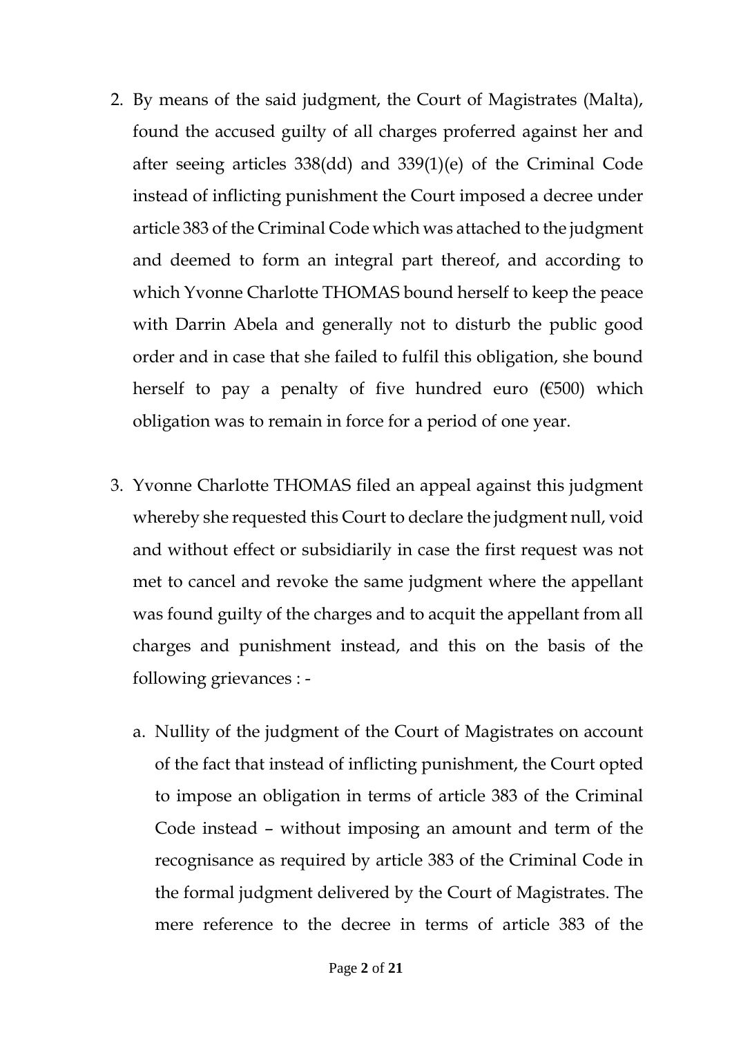2. By means of the said judgment, the Court of Magistrates (Malta), found the accused guilty of all charges proferred against her and after seeing articles 338(dd) and 339(1)(e) of the Criminal Code instead of inflicting punishment the Court imposed a decree under article 383 of the Criminal Code which was attached to the judgment and deemed to form an integral part thereof, and according to which Yvonne Charlotte THOMAS bound herself to keep the peace with Darrin Abela and generally not to disturb the public good order and in case that she failed to fulfil this obligation, she bound herself to pay a penalty of five hundred euro (€500) which obligation was to remain in force for a period of one year.

3. Yvonne Charlotte THOMAS filed an appeal against this judgment whereby she requested this Court to declare the judgment null, void and without effect or subsidiarily in case the first request was not met to cancel and revoke the same judgment where the appellant was found guilty of the charges and to acquit the appellant from all charges and punishment instead, and this on the basis of the following grievances : -

   a. Nullity of the judgment of the Court of Magistrates on account of the fact that instead of inflicting punishment, the Court opted to impose an obligation in terms of article 383 of the Criminal Code instead – without imposing an amount and term of the recognisance as required by article 383 of the Criminal Code in the formal judgment delivered by the Court of Magistrates. The mere reference to the decree in terms of article 383 of the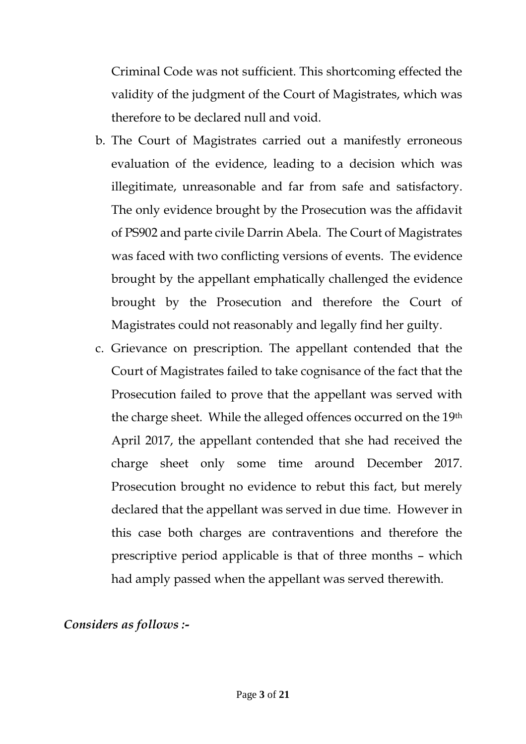Criminal Code was not sufficient. This shortcoming effected the validity of the judgment of the Court of Magistrates, which was therefore to be declared null and void.

b. The Court of Magistrates carried out a manifestly erroneous evaluation of the evidence, leading to a decision which was illegitimate, unreasonable and far from safe and satisfactory. The only evidence brought by the Prosecution was the affidavit of PS902 and parte civile Darrin Abela. The Court of Magistrates was faced with two conflicting versions of events. The evidence brought by the appellant emphatically challenged the evidence brought by the Prosecution and therefore the Court of Magistrates could not reasonably and legally find her guilty.

c. Grievance on prescription. The appellant contended that the Court of Magistrates failed to take cognisance of the fact that the Prosecution failed to prove that the appellant was served with the charge sheet. While the alleged offences occurred on the 19th April 2017, the appellant contended that she had received the charge sheet only some time around December 2017. Prosecution brought no evidence to rebut this fact, but merely declared that the appellant was served in due time. However in this case both charges are contraventions and therefore the prescriptive period applicable is that of three months – which had amply passed when the appellant was served therewith.

***Considers as follows :-***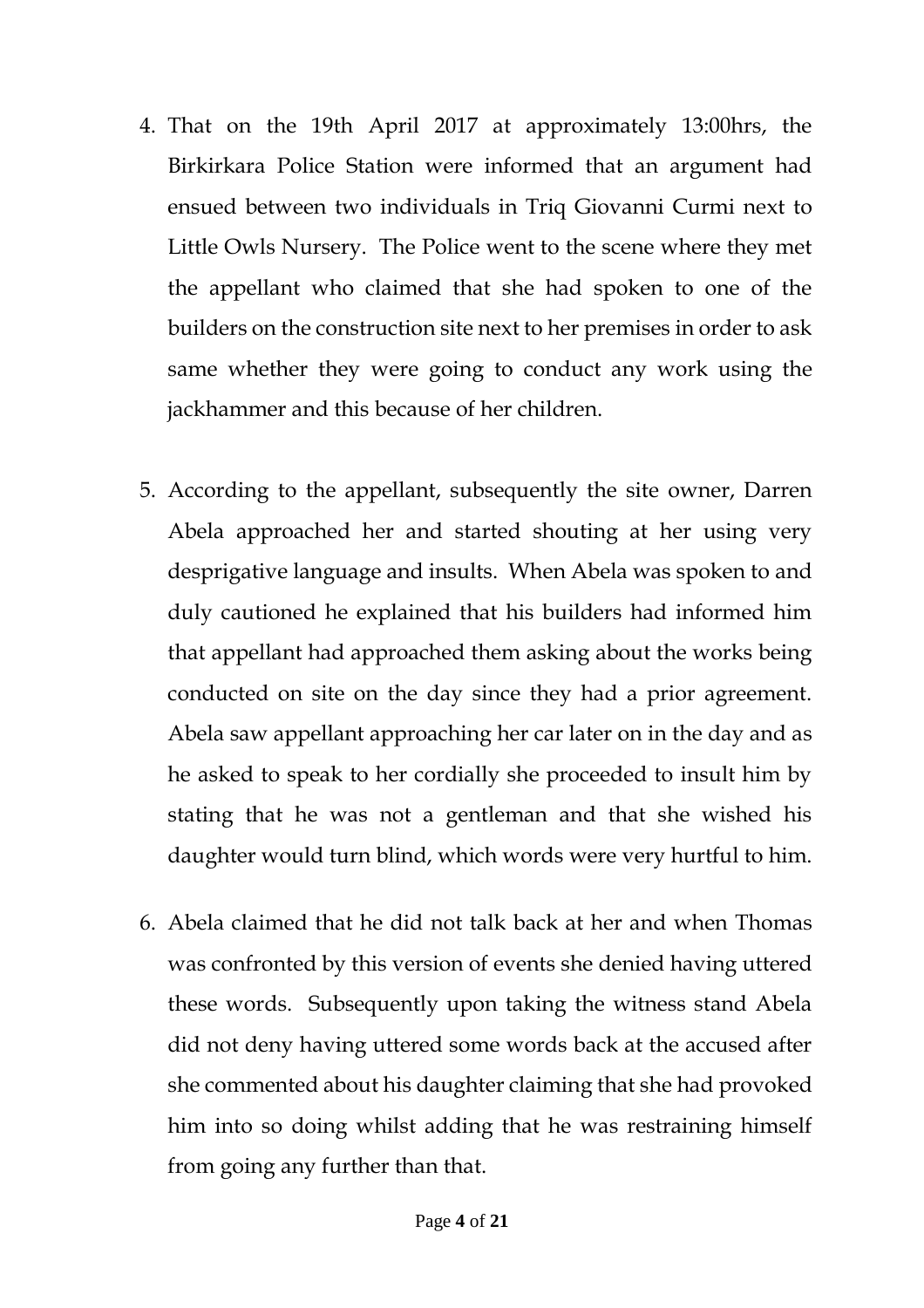4. That on the 19th April 2017 at approximately 13:00hrs, the Birkirkara Police Station were informed that an argument had ensued between two individuals in Triq Giovanni Curmi next to Little Owls Nursery. The Police went to the scene where they met the appellant who claimed that she had spoken to one of the builders on the construction site next to her premises in order to ask same whether they were going to conduct any work using the jackhammer and this because of her children.

5. According to the appellant, subsequently the site owner, Darren Abela approached her and started shouting at her using very desprigative language and insults. When Abela was spoken to and duly cautioned he explained that his builders had informed him that appellant had approached them asking about the works being conducted on site on the day since they had a prior agreement. Abela saw appellant approaching her car later on in the day and as he asked to speak to her cordially she proceeded to insult him by stating that he was not a gentleman and that she wished his daughter would turn blind, which words were very hurtful to him.

6. Abela claimed that he did not talk back at her and when Thomas was confronted by this version of events she denied having uttered these words. Subsequently upon taking the witness stand Abela did not deny having uttered some words back at the accused after she commented about his daughter claiming that she had provoked him into so doing whilst adding that he was restraining himself from going any further than that.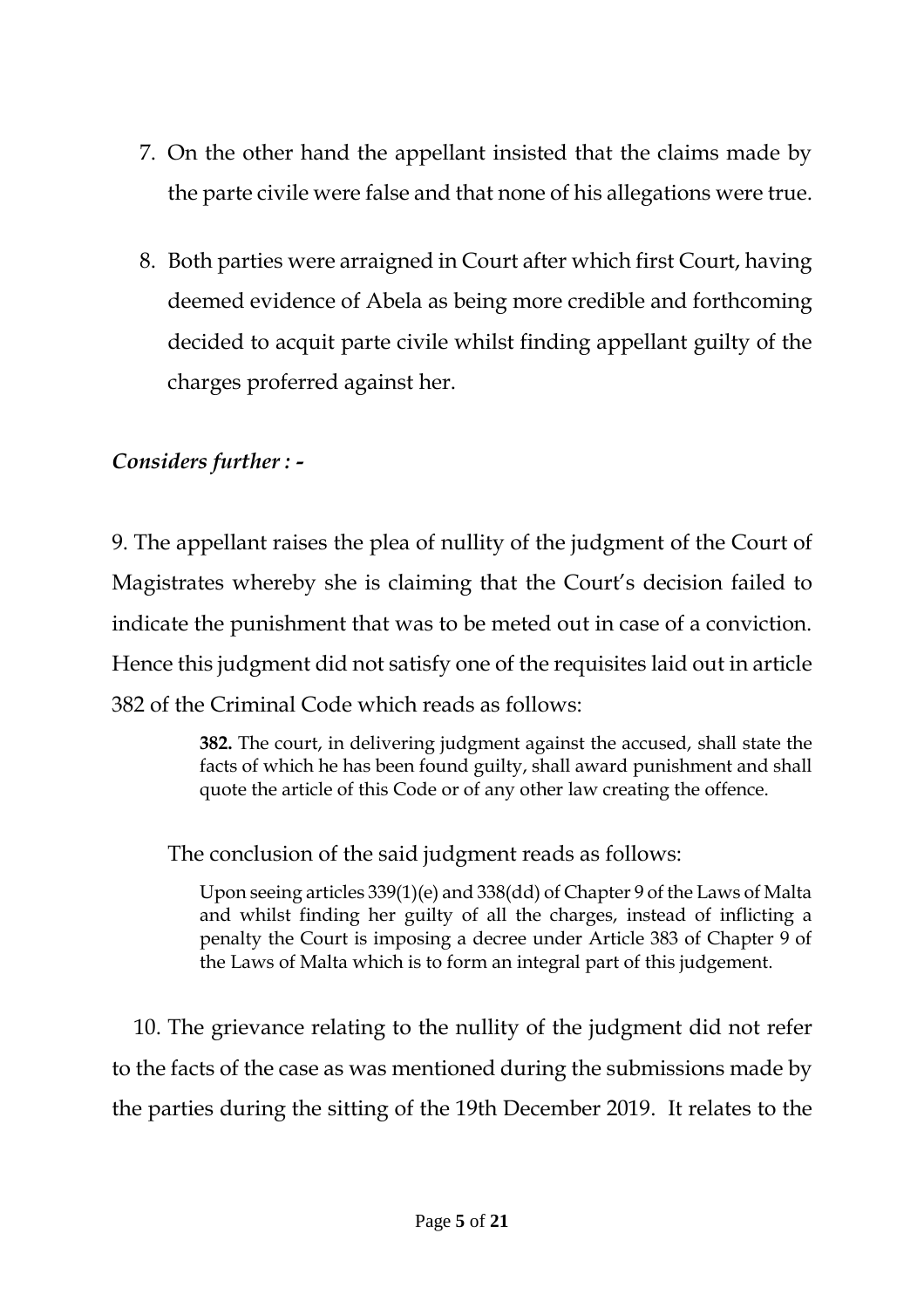7. On the other hand the appellant insisted that the claims made by the parte civile were false and that none of his allegations were true.

8. Both parties were arraigned in Court after which first Court, having deemed evidence of Abela as being more credible and forthcoming decided to acquit parte civile whilst finding appellant guilty of the charges proferred against her.

***Considers further : -***

9. The appellant raises the plea of nullity of the judgment of the Court of Magistrates whereby she is claiming that the Court's decision failed to indicate the punishment that was to be meted out in case of a conviction. Hence this judgment did not satisfy one of the requisites laid out in article 382 of the Criminal Code which reads as follows:

> **382.** The court, in delivering judgment against the accused, shall state the facts of which he has been found guilty, shall award punishment and shall quote the article of this Code or of any other law creating the offence.

The conclusion of the said judgment reads as follows:

> Upon seeing articles 339(1)(e) and 338(dd) of Chapter 9 of the Laws of Malta and whilst finding her guilty of all the charges, instead of inflicting a penalty the Court is imposing a decree under Article 383 of Chapter 9 of the Laws of Malta which is to form an integral part of this judgement.

10. The grievance relating to the nullity of the judgment did not refer to the facts of the case as was mentioned during the submissions made by the parties during the sitting of the 19th December 2019. It relates to the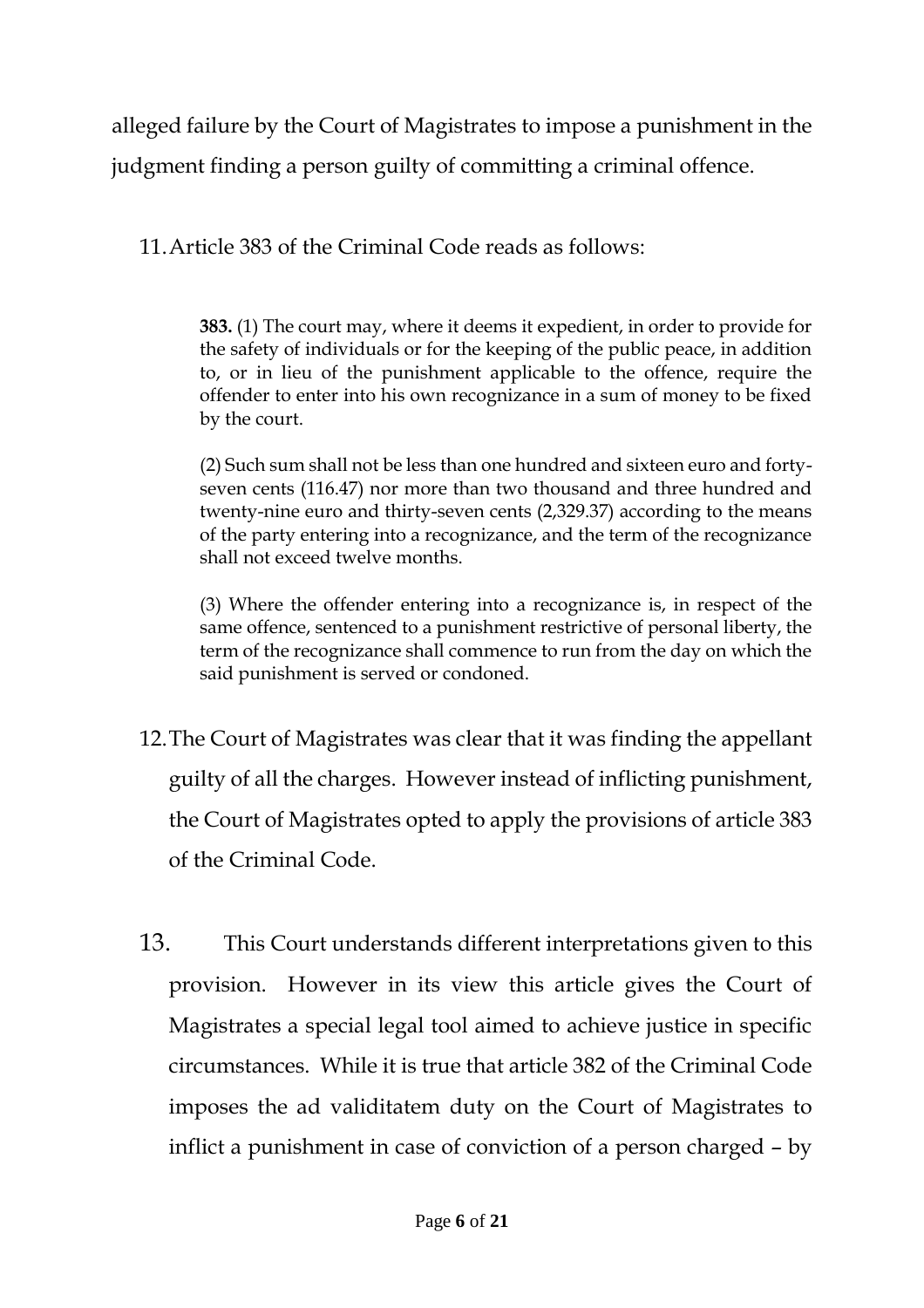alleged failure by the Court of Magistrates to impose a punishment in the judgment finding a person guilty of committing a criminal offence.

11. Article 383 of the Criminal Code reads as follows:

> **383.** (1) The court may, where it deems it expedient, in order to provide for the safety of individuals or for the keeping of the public peace, in addition to, or in lieu of the punishment applicable to the offence, require the offender to enter into his own recognizance in a sum of money to be fixed by the court.
>
> (2) Such sum shall not be less than one hundred and sixteen euro and forty-seven cents (116.47) nor more than two thousand and three hundred and twenty-nine euro and thirty-seven cents (2,329.37) according to the means of the party entering into a recognizance, and the term of the recognizance shall not exceed twelve months.
>
> (3) Where the offender entering into a recognizance is, in respect of the same offence, sentenced to a punishment restrictive of personal liberty, the term of the recognizance shall commence to run from the day on which the said punishment is served or condoned.

12. The Court of Magistrates was clear that it was finding the appellant guilty of all the charges. However instead of inflicting punishment, the Court of Magistrates opted to apply the provisions of article 383 of the Criminal Code.

13. This Court understands different interpretations given to this provision. However in its view this article gives the Court of Magistrates a special legal tool aimed to achieve justice in specific circumstances. While it is true that article 382 of the Criminal Code imposes the ad validitatem duty on the Court of Magistrates to inflict a punishment in case of conviction of a person charged – by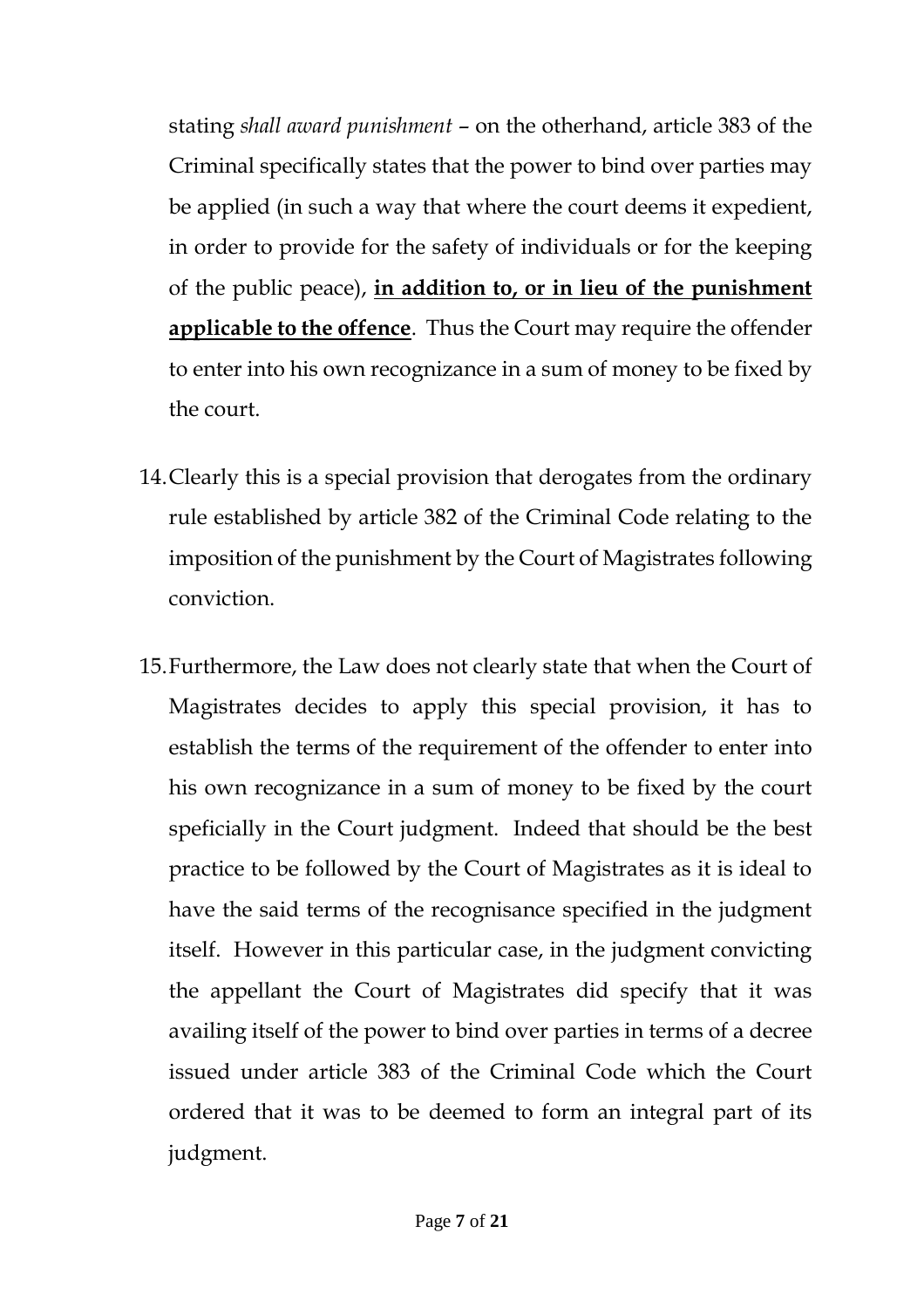stating *shall award punishment* – on the otherhand, article 383 of the Criminal specifically states that the power to bind over parties may be applied (in such a way that where the court deems it expedient, in order to provide for the safety of individuals or for the keeping of the public peace), **<u>in addition to, or in lieu of the punishment applicable to the offence</u>**. Thus the Court may require the offender to enter into his own recognizance in a sum of money to be fixed by the court.

14. Clearly this is a special provision that derogates from the ordinary rule established by article 382 of the Criminal Code relating to the imposition of the punishment by the Court of Magistrates following conviction.

15. Furthermore, the Law does not clearly state that when the Court of Magistrates decides to apply this special provision, it has to establish the terms of the requirement of the offender to enter into his own recognizance in a sum of money to be fixed by the court speficially in the Court judgment. Indeed that should be the best practice to be followed by the Court of Magistrates as it is ideal to have the said terms of the recognisance specified in the judgment itself. However in this particular case, in the judgment convicting the appellant the Court of Magistrates did specify that it was availing itself of the power to bind over parties in terms of a decree issued under article 383 of the Criminal Code which the Court ordered that it was to be deemed to form an integral part of its judgment.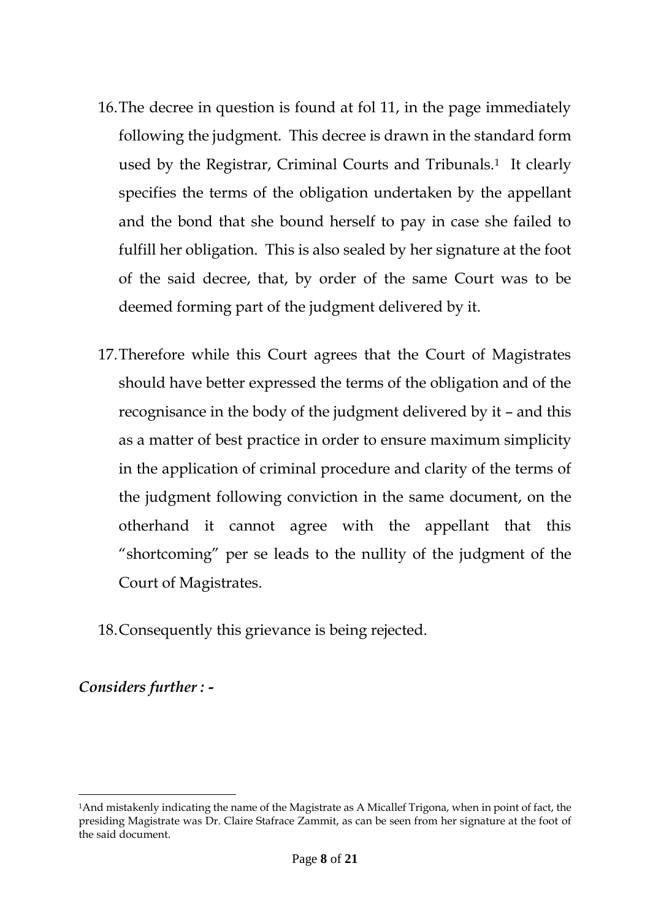16. The decree in question is found at fol 11, in the page immediately following the judgment. This decree is drawn in the standard form used by the Registrar, Criminal Courts and Tribunals.[1] It clearly specifies the terms of the obligation undertaken by the appellant and the bond that she bound herself to pay in case she failed to fulfill her obligation. This is also sealed by her signature at the foot of the said decree, that, by order of the same Court was to be deemed forming part of the judgment delivered by it.

17. Therefore while this Court agrees that the Court of Magistrates should have better expressed the terms of the obligation and of the recognisance in the body of the judgment delivered by it – and this as a matter of best practice in order to ensure maximum simplicity in the application of criminal procedure and clarity of the terms of the judgment following conviction in the same document, on the otherhand it cannot agree with the appellant that this "shortcoming" per se leads to the nullity of the judgment of the Court of Magistrates.

18. Consequently this grievance is being rejected.

***Considers further : -***

---

[1]And mistakenly indicating the name of the Magistrate as A Micallef Trigona, when in point of fact, the presiding Magistrate was Dr. Claire Stafrace Zammit, as can be seen from her signature at the foot of the said document.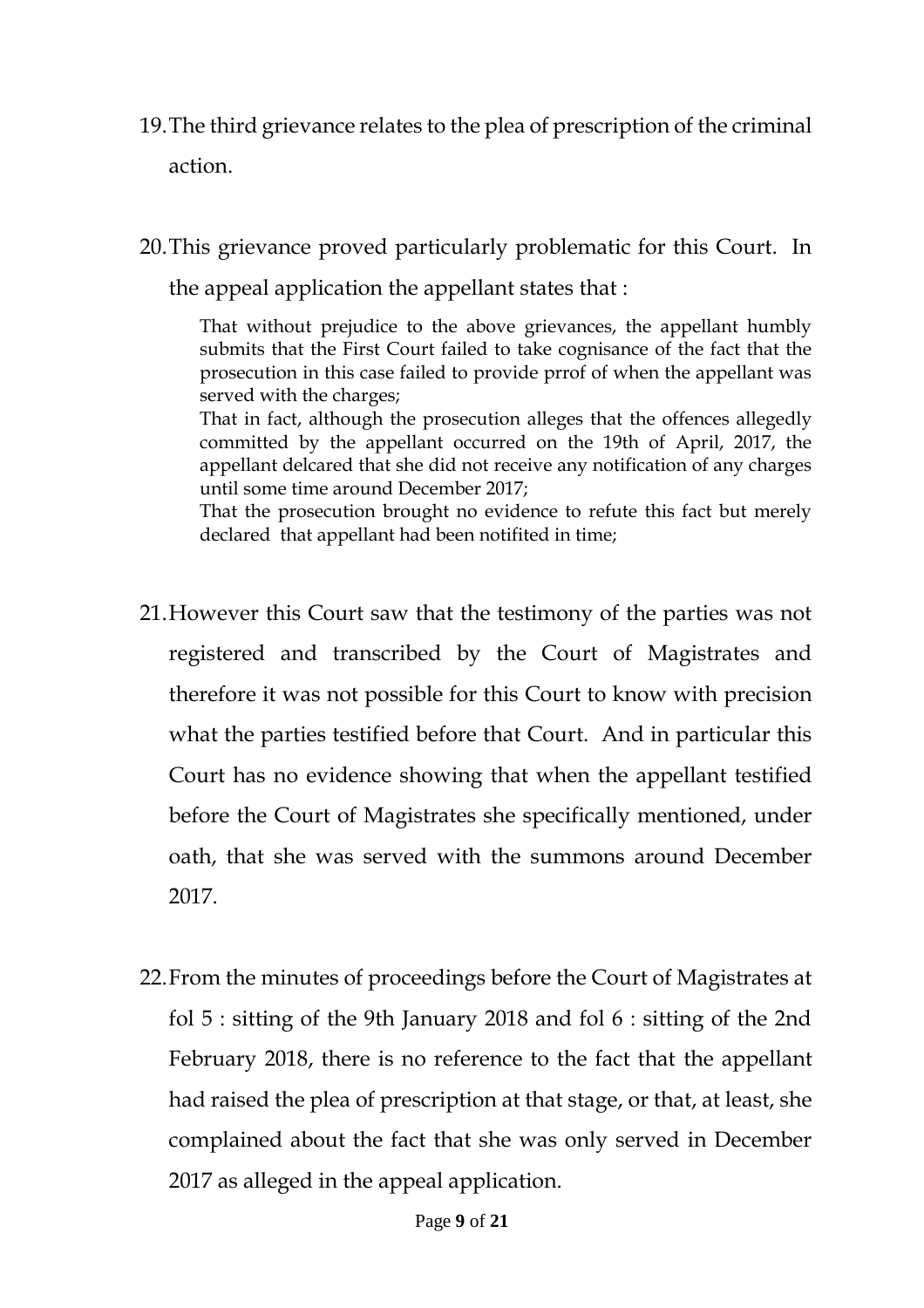19. The third grievance relates to the plea of prescription of the criminal action.

20. This grievance proved particularly problematic for this Court. In the appeal application the appellant states that :

    > That without prejudice to the above grievances, the appellant humbly submits that the First Court failed to take cognisance of the fact that the prosecution in this case failed to provide prrof of when the appellant was served with the charges;
    >
    > That in fact, although the prosecution alleges that the offences allegedly committed by the appellant occurred on the 19th of April, 2017, the appellant delcared that she did not receive any notification of any charges until some time around December 2017;
    >
    > That the prosecution brought no evidence to refute this fact but merely declared that appellant had been notifited in time;

21. However this Court saw that the testimony of the parties was not registered and transcribed by the Court of Magistrates and therefore it was not possible for this Court to know with precision what the parties testified before that Court. And in particular this Court has no evidence showing that when the appellant testified before the Court of Magistrates she specifically mentioned, under oath, that she was served with the summons around December 2017.

22. From the minutes of proceedings before the Court of Magistrates at fol 5 : sitting of the 9th January 2018 and fol 6 : sitting of the 2nd February 2018, there is no reference to the fact that the appellant had raised the plea of prescription at that stage, or that, at least, she complained about the fact that she was only served in December 2017 as alleged in the appeal application.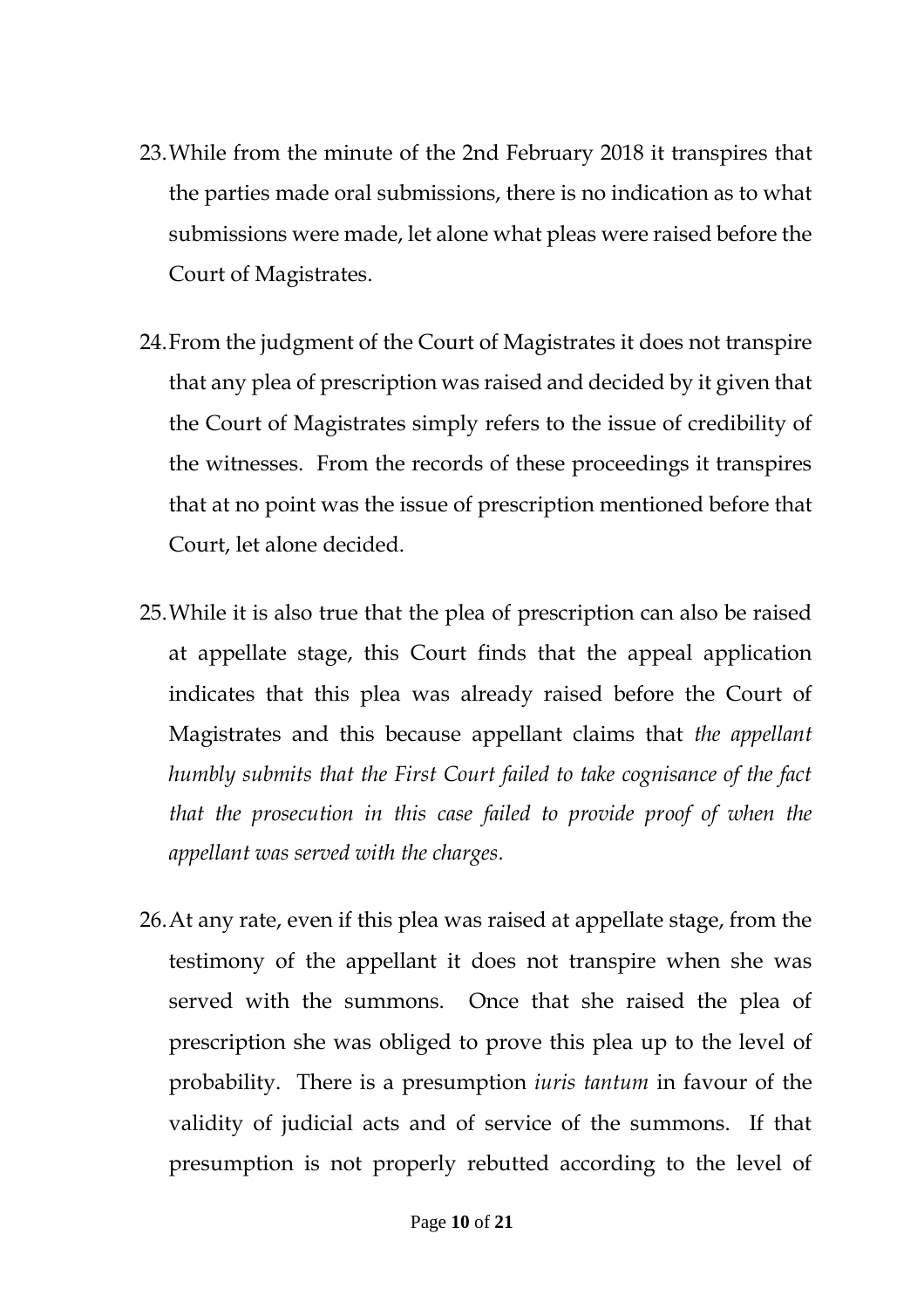23. While from the minute of the 2nd February 2018 it transpires that the parties made oral submissions, there is no indication as to what submissions were made, let alone what pleas were raised before the Court of Magistrates.

24. From the judgment of the Court of Magistrates it does not transpire that any plea of prescription was raised and decided by it given that the Court of Magistrates simply refers to the issue of credibility of the witnesses. From the records of these proceedings it transpires that at no point was the issue of prescription mentioned before that Court, let alone decided.

25. While it is also true that the plea of prescription can also be raised at appellate stage, this Court finds that the appeal application indicates that this plea was already raised before the Court of Magistrates and this because appellant claims that *the appellant humbly submits that the First Court failed to take cognisance of the fact that the prosecution in this case failed to provide proof of when the appellant was served with the charges.*

26. At any rate, even if this plea was raised at appellate stage, from the testimony of the appellant it does not transpire when she was served with the summons. Once that she raised the plea of prescription she was obliged to prove this plea up to the level of probability. There is a presumption *iuris tantum* in favour of the validity of judicial acts and of service of the summons. If that presumption is not properly rebutted according to the level of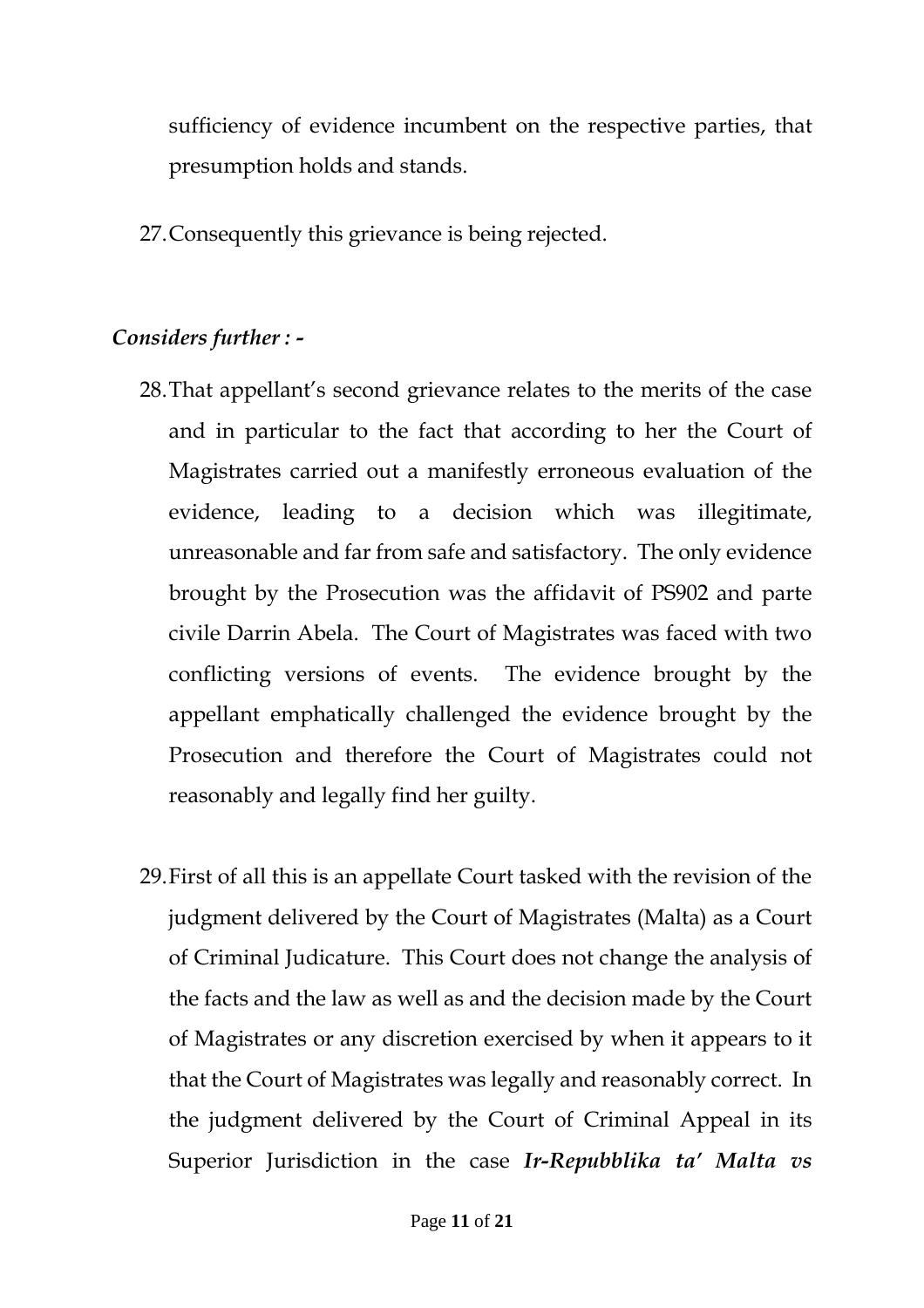sufficiency of evidence incumbent on the respective parties, that presumption holds and stands.

27. Consequently this grievance is being rejected.

***Considers further : -***

28. That appellant's second grievance relates to the merits of the case and in particular to the fact that according to her the Court of Magistrates carried out a manifestly erroneous evaluation of the evidence, leading to a decision which was illegitimate, unreasonable and far from safe and satisfactory. The only evidence brought by the Prosecution was the affidavit of PS902 and parte civile Darrin Abela. The Court of Magistrates was faced with two conflicting versions of events. The evidence brought by the appellant emphatically challenged the evidence brought by the Prosecution and therefore the Court of Magistrates could not reasonably and legally find her guilty.

29. First of all this is an appellate Court tasked with the revision of the judgment delivered by the Court of Magistrates (Malta) as a Court of Criminal Judicature. This Court does not change the analysis of the facts and the law as well as and the decision made by the Court of Magistrates or any discretion exercised by when it appears to it that the Court of Magistrates was legally and reasonably correct. In the judgment delivered by the Court of Criminal Appeal in its Superior Jurisdiction in the case ***Ir-Repubblika ta' Malta vs***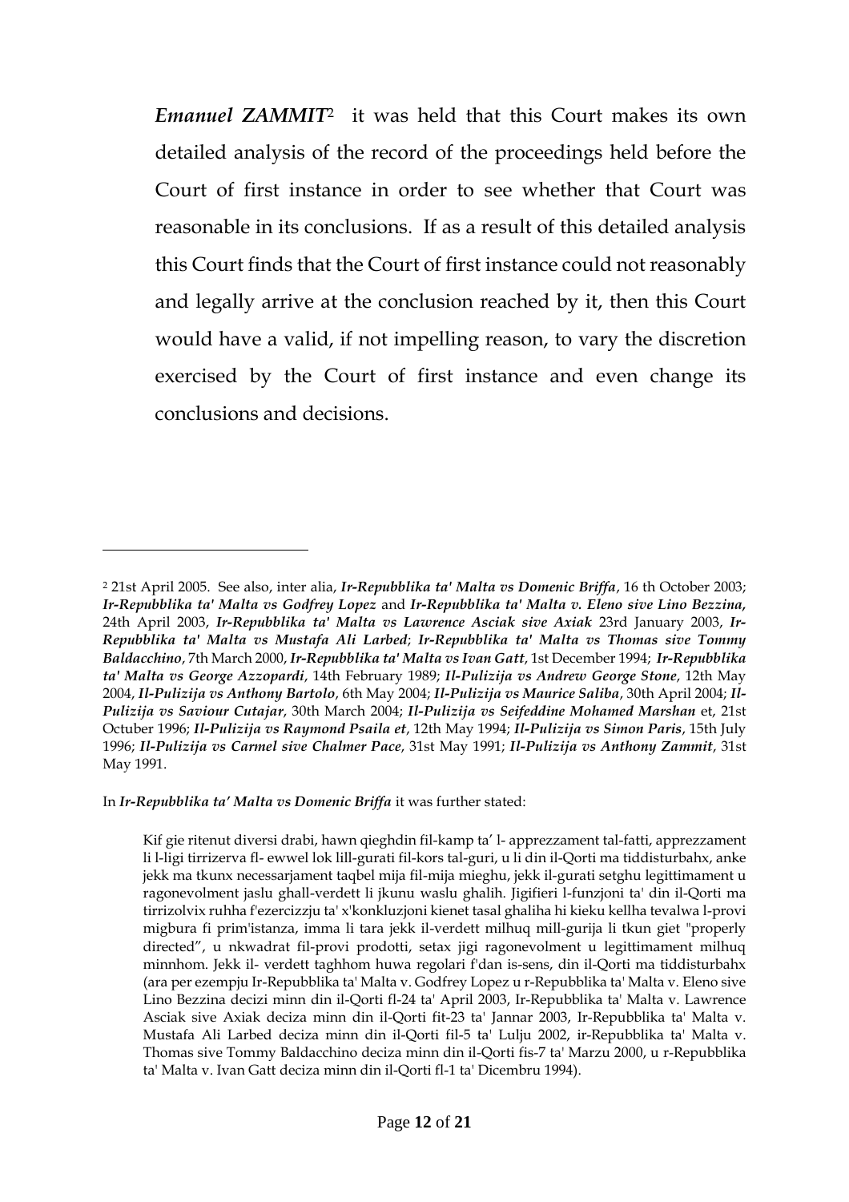***Emanuel ZAMMIT***[2] it was held that this Court makes its own detailed analysis of the record of the proceedings held before the Court of first instance in order to see whether that Court was reasonable in its conclusions. If as a result of this detailed analysis this Court finds that the Court of first instance could not reasonably and legally arrive at the conclusion reached by it, then this Court would have a valid, if not impelling reason, to vary the discretion exercised by the Court of first instance and even change its conclusions and decisions.

---

[2] 21st April 2005. See also, inter alia, ***Ir-Repubblika ta' Malta vs Domenic Briffa***, 16 th October 2003; ***Ir-Repubblika ta' Malta vs Godfrey Lopez*** and ***Ir-Repubblika ta' Malta v. Eleno sive Lino Bezzina***, 24th April 2003, ***Ir-Repubblika ta' Malta vs Lawrence Asciak sive Axiak*** 23rd January 2003, ***Ir-Repubblika ta' Malta vs Mustafa Ali Larbed***; ***Ir-Repubblika ta' Malta vs Thomas sive Tommy Baldacchino***, 7th March 2000, ***Ir-Repubblika ta' Malta vs Ivan Gatt***, 1st December 1994; ***Ir-Repubblika ta' Malta vs George Azzopardi***, 14th February 1989; ***Il-Pulizija vs Andrew George Stone***, 12th May 2004, ***Il-Pulizija vs Anthony Bartolo***, 6th May 2004; ***Il-Pulizija vs Maurice Saliba***, 30th April 2004; ***Il-Pulizija vs Saviour Cutajar***, 30th March 2004; ***Il-Pulizija vs Seifeddine Mohamed Marshan*** et, 21st Octuber 1996; ***Il-Pulizija vs Raymond Psaila et***, 12th May 1994; ***Il-Pulizija vs Simon Paris***, 15th July 1996; ***Il-Pulizija vs Carmel sive Chalmer Pace***, 31st May 1991; ***Il-Pulizija vs Anthony Zammit***, 31st May 1991.

In ***Ir-Repubblika ta' Malta vs Domenic Briffa*** it was further stated:

> Kif gie ritenut diversi drabi, hawn qieghdin fil-kamp ta' l- apprezzament tal-fatti, apprezzament li l-ligi tirrizerva fl- ewwel lok lill-gurati fil-kors tal-guri, u li din il-Qorti ma tiddisturbahx, anke jekk ma tkunx necessarjament taqbel mija fil-mija mieghu, jekk il-gurati setghu legittimament u ragonevolment jaslu ghall-verdett li jkunu waslu ghalih. Jigifieri l-funzjoni ta' din il-Qorti ma tirrizolvix ruhha f'ezercizzju ta' x'konkluzjoni kienet tasal ghaliha hi kieku kellha tevalwa l-provi migbura fi prim'istanza, imma li tara jekk il-verdett milhuq mill-gurija li tkun giet "properly directed", u nkwadrat fil-provi prodotti, setax jigi ragonevolment u legittimament milhuq minnhom. Jekk il- verdett taghhom huwa regolari f'dan is-sens, din il-Qorti ma tiddisturbahx (ara per ezempju Ir-Repubblika ta' Malta v. Godfrey Lopez u r-Repubblika ta' Malta v. Eleno sive Lino Bezzina decizi minn din il-Qorti fl-24 ta' April 2003, Ir-Repubblika ta' Malta v. Lawrence Asciak sive Axiak deciza minn din il-Qorti fit-23 ta' Jannar 2003, Ir-Repubblika ta' Malta v. Mustafa Ali Larbed deciza minn din il-Qorti fil-5 ta' Lulju 2002, ir-Repubblika ta' Malta v. Thomas sive Tommy Baldacchino deciza minn din il-Qorti fis-7 ta' Marzu 2000, u r-Repubblika ta' Malta v. Ivan Gatt deciza minn din il-Qorti fl-1 ta' Dicembru 1994).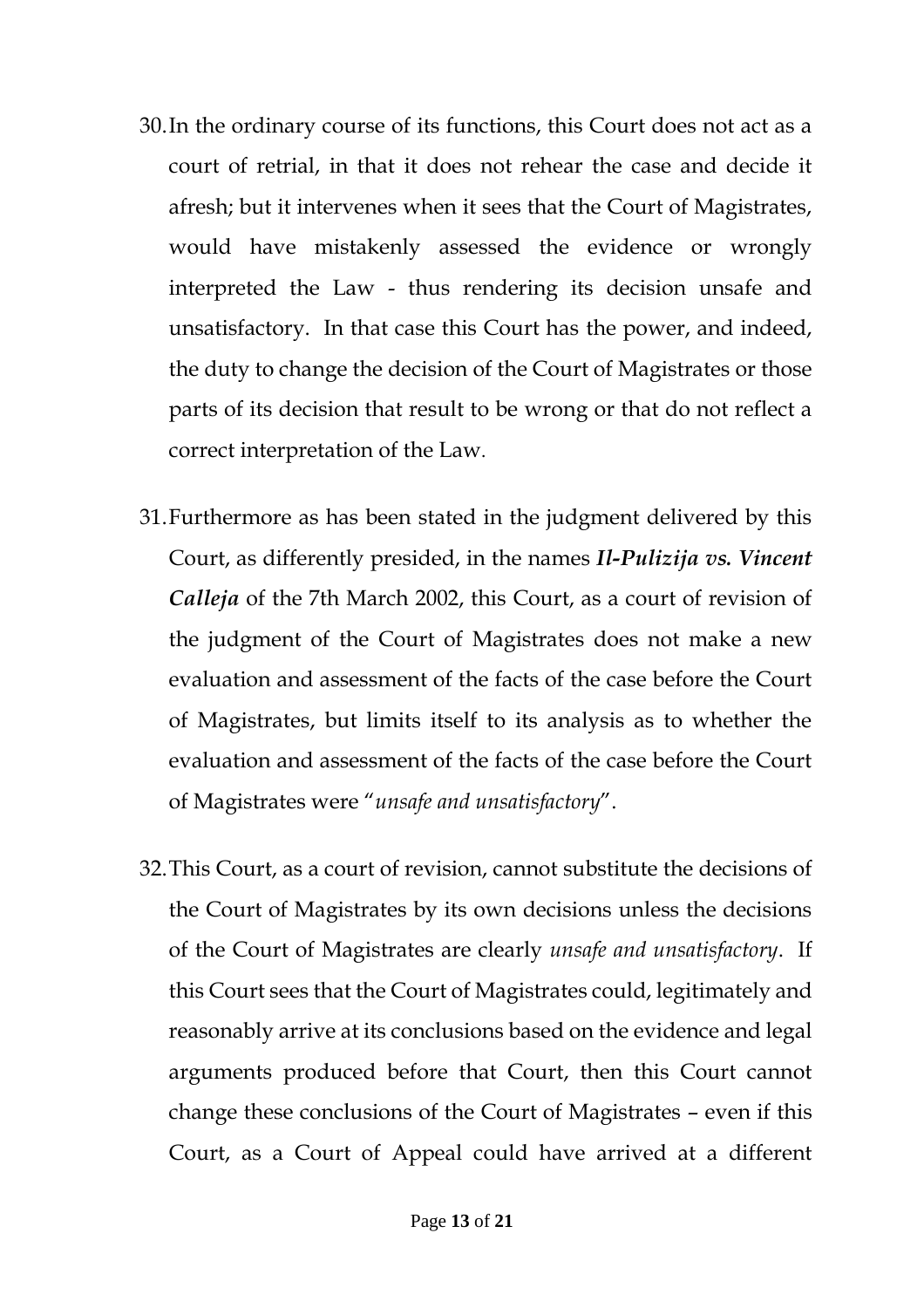30. In the ordinary course of its functions, this Court does not act as a court of retrial, in that it does not rehear the case and decide it afresh; but it intervenes when it sees that the Court of Magistrates, would have mistakenly assessed the evidence or wrongly interpreted the Law - thus rendering its decision unsafe and unsatisfactory. In that case this Court has the power, and indeed, the duty to change the decision of the Court of Magistrates or those parts of its decision that result to be wrong or that do not reflect a correct interpretation of the Law.

31. Furthermore as has been stated in the judgment delivered by this Court, as differently presided, in the names ***Il-Pulizija vs. Vincent Calleja*** of the 7th March 2002, this Court, as a court of revision of the judgment of the Court of Magistrates does not make a new evaluation and assessment of the facts of the case before the Court of Magistrates, but limits itself to its analysis as to whether the evaluation and assessment of the facts of the case before the Court of Magistrates were "*unsafe and unsatisfactory*".

32. This Court, as a court of revision, cannot substitute the decisions of the Court of Magistrates by its own decisions unless the decisions of the Court of Magistrates are clearly *unsafe and unsatisfactory*. If this Court sees that the Court of Magistrates could, legitimately and reasonably arrive at its conclusions based on the evidence and legal arguments produced before that Court, then this Court cannot change these conclusions of the Court of Magistrates – even if this Court, as a Court of Appeal could have arrived at a different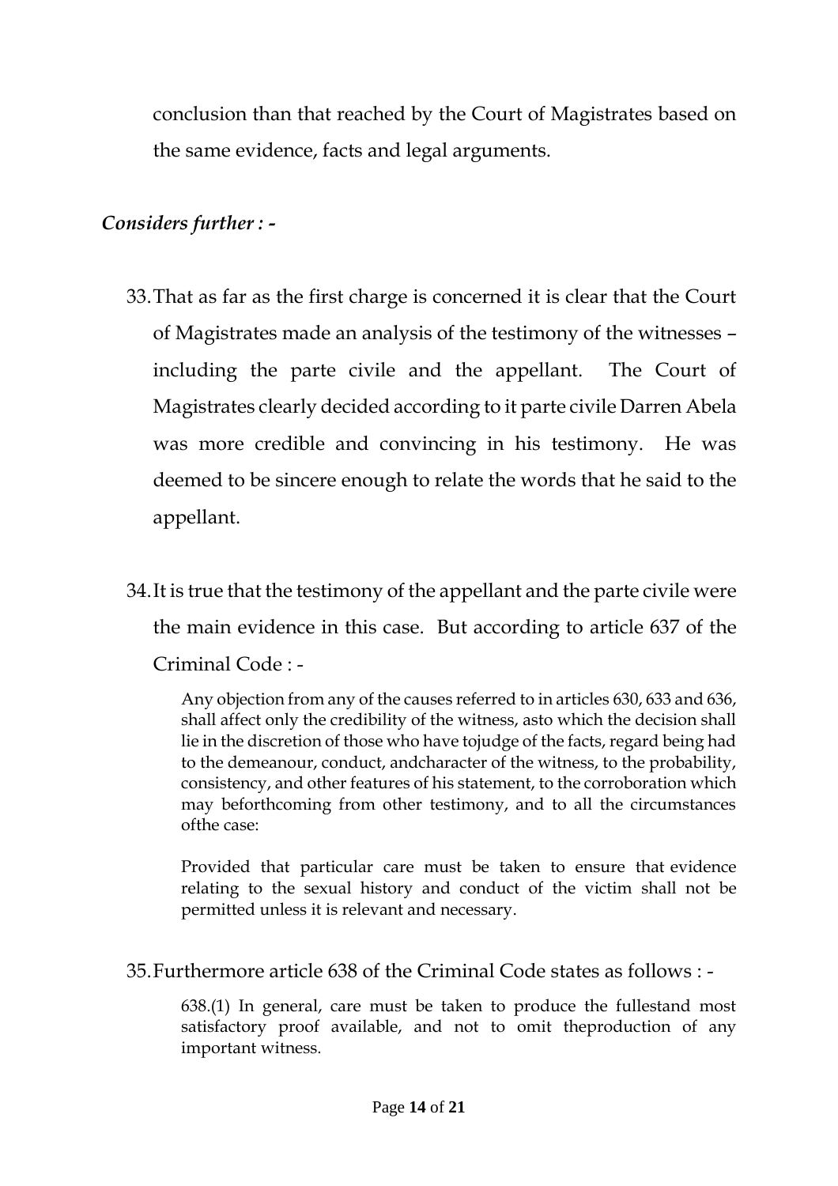conclusion than that reached by the Court of Magistrates based on the same evidence, facts and legal arguments.

*Considers further : -*

33. That as far as the first charge is concerned it is clear that the Court of Magistrates made an analysis of the testimony of the witnesses – including the parte civile and the appellant. The Court of Magistrates clearly decided according to it parte civile Darren Abela was more credible and convincing in his testimony. He was deemed to be sincere enough to relate the words that he said to the appellant.

34. It is true that the testimony of the appellant and the parte civile were the main evidence in this case. But according to article 637 of the Criminal Code : -

   > Any objection from any of the causes referred to in articles 630, 633 and 636, shall affect only the credibility of the witness, asto which the decision shall lie in the discretion of those who have tojudge of the facts, regard being had to the demeanour, conduct, andcharacter of the witness, to the probability, consistency, and other features of his statement, to the corroboration which may beforthcoming from other testimony, and to all the circumstances ofthe case:
   >
   > Provided that particular care must be taken to ensure that evidence relating to the sexual history and conduct of the victim shall not be permitted unless it is relevant and necessary.

35. Furthermore article 638 of the Criminal Code states as follows : -

   > 638.(1) In general, care must be taken to produce the fullestand most satisfactory proof available, and not to omit theproduction of any important witness.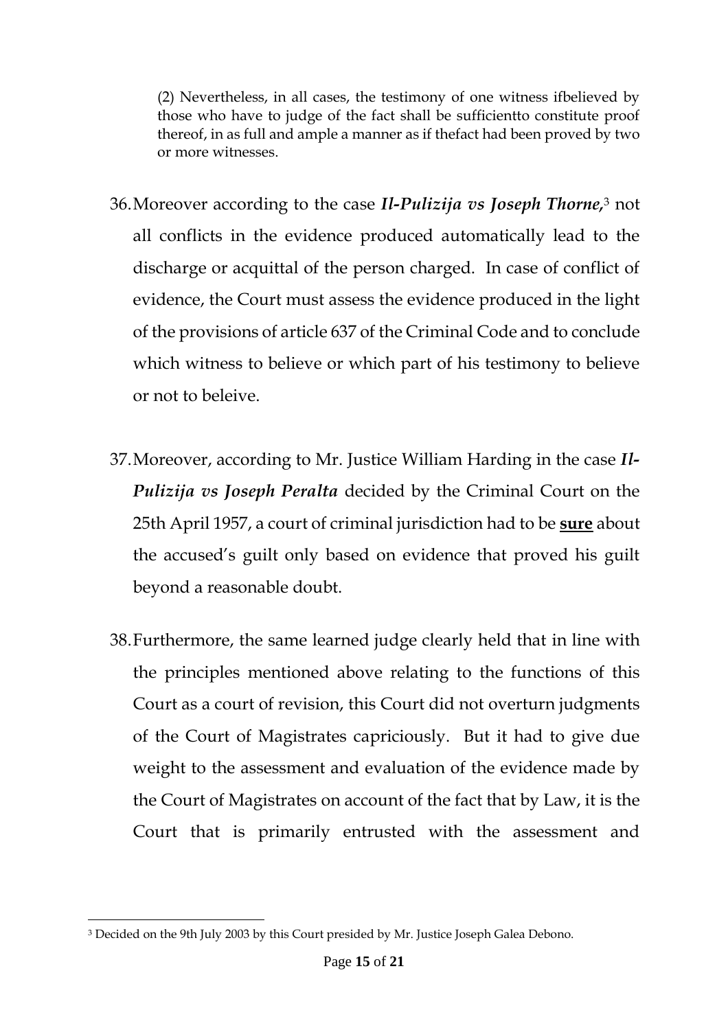(2) Nevertheless, in all cases, the testimony of one witness ifbelieved by those who have to judge of the fact shall be sufficientto constitute proof thereof, in as full and ample a manner as if thefact had been proved by two or more witnesses.

36. Moreover according to the case ***Il-Pulizija vs Joseph Thorne***,[3] not all conflicts in the evidence produced automatically lead to the discharge or acquittal of the person charged. In case of conflict of evidence, the Court must assess the evidence produced in the light of the provisions of article 637 of the Criminal Code and to conclude which witness to believe or which part of his testimony to believe or not to beleive.

37. Moreover, according to Mr. Justice William Harding in the case ***Il-Pulizija vs Joseph Peralta*** decided by the Criminal Court on the 25th April 1957, a court of criminal jurisdiction had to be **sure** about the accused's guilt only based on evidence that proved his guilt beyond a reasonable doubt.

38. Furthermore, the same learned judge clearly held that in line with the principles mentioned above relating to the functions of this Court as a court of revision, this Court did not overturn judgments of the Court of Magistrates capriciously. But it had to give due weight to the assessment and evaluation of the evidence made by the Court of Magistrates on account of the fact that by Law, it is the Court that is primarily entrusted with the assessment and

[3] Decided on the 9th July 2003 by this Court presided by Mr. Justice Joseph Galea Debono.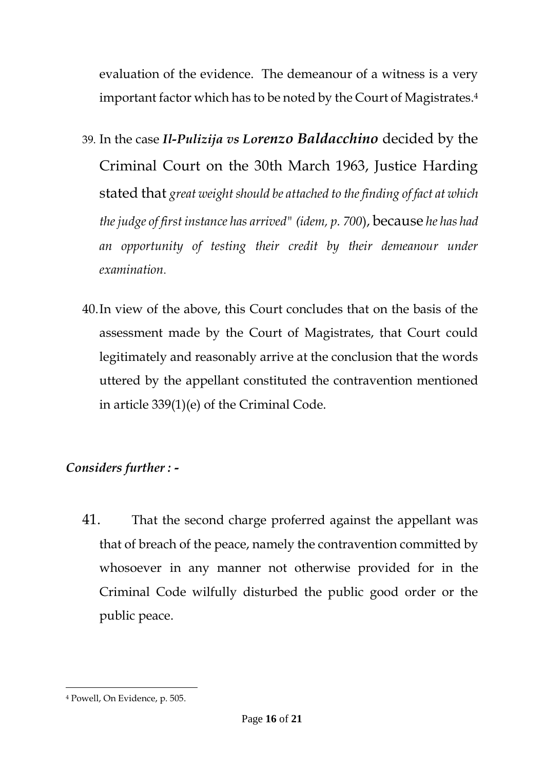evaluation of the evidence. The demeanour of a witness is a very important factor which has to be noted by the Court of Magistrates.[4]

39. In the case ***Il-Pulizija vs Lorenzo Baldacchino*** decided by the Criminal Court on the 30th March 1963, Justice Harding stated that *great weight should be attached to the finding of fact at which the judge of first instance has arrived" (idem, p. 700*), because *he has had an opportunity of testing their credit by their demeanour under examination.*

40. In view of the above, this Court concludes that on the basis of the assessment made by the Court of Magistrates, that Court could legitimately and reasonably arrive at the conclusion that the words uttered by the appellant constituted the contravention mentioned in article 339(1)(e) of the Criminal Code.

***Considers further : -***

41. That the second charge proferred against the appellant was that of breach of the peace, namely the contravention committed by whosoever in any manner not otherwise provided for in the Criminal Code wilfully disturbed the public good order or the public peace.

[4] Powell, On Evidence, p. 505.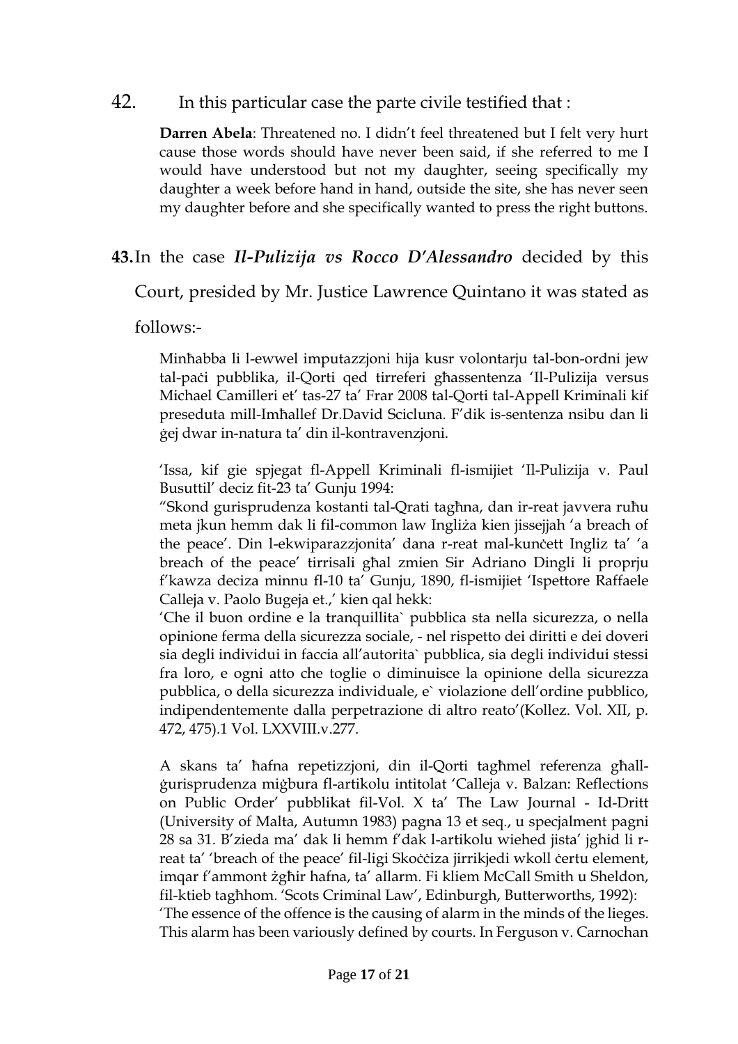42. In this particular case the parte civile testified that :

> **Darren Abela**: Threatened no. I didn't feel threatened but I felt very hurt cause those words should have never been said, if she referred to me I would have understood but not my daughter, seeing specifically my daughter a week before hand in hand, outside the site, she has never seen my daughter before and she specifically wanted to press the right buttons.

**43.** In the case ***Il-Pulizija vs Rocco D'Alessandro*** decided by this Court, presided by Mr. Justice Lawrence Quintano it was stated as follows:-

> Minħabba li l-ewwel imputazzjoni hija kusr volontarju tal-bon-ordni jew tal-paċi pubblika, il-Qorti qed tirreferi għassentenza 'Il-Pulizija versus Michael Camilleri et' tas-27 ta' Frar 2008 tal-Qorti tal-Appell Kriminali kif preseduta mill-Imħallef Dr.David Scicluna. F'dik is-sentenza nsibu dan li ġej dwar in-natura ta' din il-kontravenzjoni.
>
> 'Issa, kif gie spjegat fl-Appell Kriminali fl-ismijiet 'Il-Pulizija v. Paul Busuttil' deciz fit-23 ta' Gunju 1994:
> "Skond gurisprudenza kostanti tal-Qrati tagħna, dan ir-reat javvera ruħu meta jkun hemm dak li fil-common law Ingliża kien jissejjah 'a breach of the peace'. Din l-ekwiparazzjonita' dana r-reat mal-kunċett Ingliz ta' 'a breach of the peace' tirrisali għal zmien Sir Adriano Dingli li proprju f'kawza deciza minnu fl-10 ta' Gunju, 1890, fl-ismijiet 'Ispettore Raffaele Calleja v. Paolo Bugeja et.,' kien qal hekk:
> 'Che il buon ordine e la tranquillita` pubblica sta nella sicurezza, o nella opinione ferma della sicurezza sociale, - nel rispetto dei diritti e dei doveri sia degli individui in faccia all'autorita` pubblica, sia degli individui stessi fra loro, e ogni atto che toglie o diminuisce la opinione della sicurezza pubblica, o della sicurezza individuale, e` violazione dell'ordine pubblico, indipendentemente dalla perpetrazione di altro reato'(Kollez. Vol. XII, p. 472, 475).1 Vol. LXXVIII.v.277.
>
> A skans ta' ħafna repetizzjoni, din il-Qorti tagħmel referenza għall-ġurisprudenza miġbura fl-artikolu intitolat 'Calleja v. Balzan: Reflections on Public Order' pubblikat fil-Vol. X ta' The Law Journal - Id-Dritt (University of Malta, Autumn 1983) pagna 13 et seq., u specjalment pagni 28 sa 31. B'zieda ma' dak li hemm f'dak l-artikolu wiehed jista' jghid li r-reat ta' 'breach of the peace' fil-ligi Skoċċiza jirrikjedi wkoll ċertu element, imqar f'ammont żgħir hafna, ta' allarm. Fi kliem McCall Smith u Sheldon, fil-ktieb tagħhom. 'Scots Criminal Law', Edinburgh, Butterworths, 1992):
> 'The essence of the offence is the causing of alarm in the minds of the lieges. This alarm has been variously defined by courts. In Ferguson v. Carnochan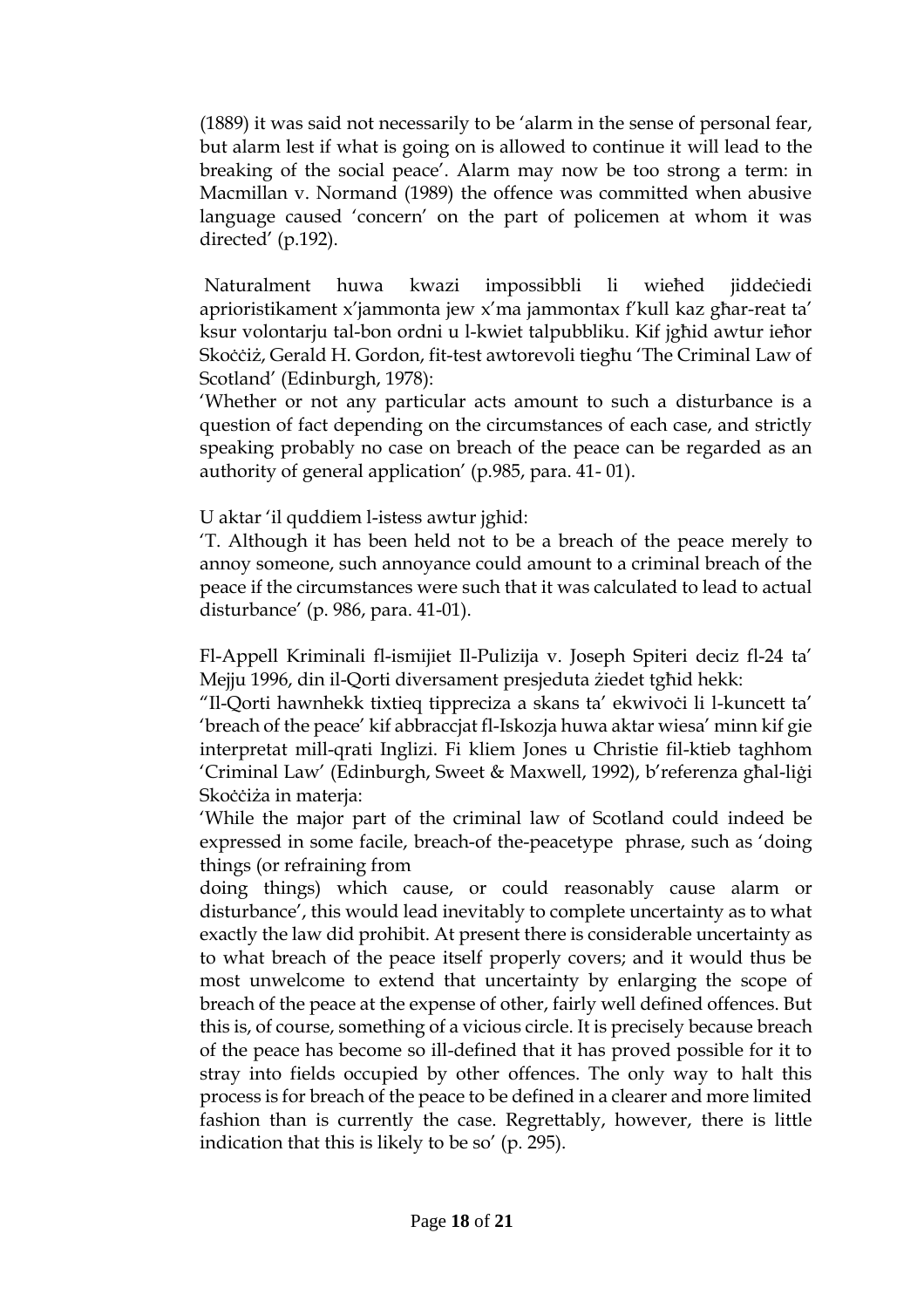(1889) it was said not necessarily to be 'alarm in the sense of personal fear, but alarm lest if what is going on is allowed to continue it will lead to the breaking of the social peace'. Alarm may now be too strong a term: in Macmillan v. Normand (1989) the offence was committed when abusive language caused 'concern' on the part of policemen at whom it was directed' (p.192).

Naturalment huwa kwazi impossibbli li wieħed jiddeċiedi aprioristikament x'jammonta jew x'ma jammontax f'kull kaz għar-reat ta' ksur volontarju tal-bon ordni u l-kwiet talpubbliku. Kif jgħid awtur ieħor Skoċċiż, Gerald H. Gordon, fit-test awtorevoli tiegħu 'The Criminal Law of Scotland' (Edinburgh, 1978):

'Whether or not any particular acts amount to such a disturbance is a question of fact depending on the circumstances of each case, and strictly speaking probably no case on breach of the peace can be regarded as an authority of general application' (p.985, para. 41- 01).

U aktar 'il quddiem l-istess awtur jghid:

'T. Although it has been held not to be a breach of the peace merely to annoy someone, such annoyance could amount to a criminal breach of the peace if the circumstances were such that it was calculated to lead to actual disturbance' (p. 986, para. 41-01).

Fl-Appell Kriminali fl-ismijiet Il-Pulizija v. Joseph Spiteri deciz fl-24 ta' Mejju 1996, din il-Qorti diversament presjeduta żiedet tgħid hekk:

"Il-Qorti hawnhekk tixtieq tippreciza a skans ta' ekwivoċi li l-kuncett ta' 'breach of the peace' kif abbraccjat fl-Iskozja huwa aktar wiesa' minn kif gie interpretat mill-qrati Inglizi. Fi kliem Jones u Christie fil-ktieb taghhom 'Criminal Law' (Edinburgh, Sweet & Maxwell, 1992), b'referenza għal-liġi Skoċċiża in materja:

'While the major part of the criminal law of Scotland could indeed be expressed in some facile, breach-of the-peacetype phrase, such as 'doing things (or refraining from doing things) which cause, or could reasonably cause alarm or disturbance', this would lead inevitably to complete uncertainty as to what exactly the law did prohibit. At present there is considerable uncertainty as to what breach of the peace itself properly covers; and it would thus be most unwelcome to extend that uncertainty by enlarging the scope of breach of the peace at the expense of other, fairly well defined offences. But this is, of course, something of a vicious circle. It is precisely because breach of the peace has become so ill-defined that it has proved possible for it to stray into fields occupied by other offences. The only way to halt this process is for breach of the peace to be defined in a clearer and more limited fashion than is currently the case. Regrettably, however, there is little indication that this is likely to be so' (p. 295).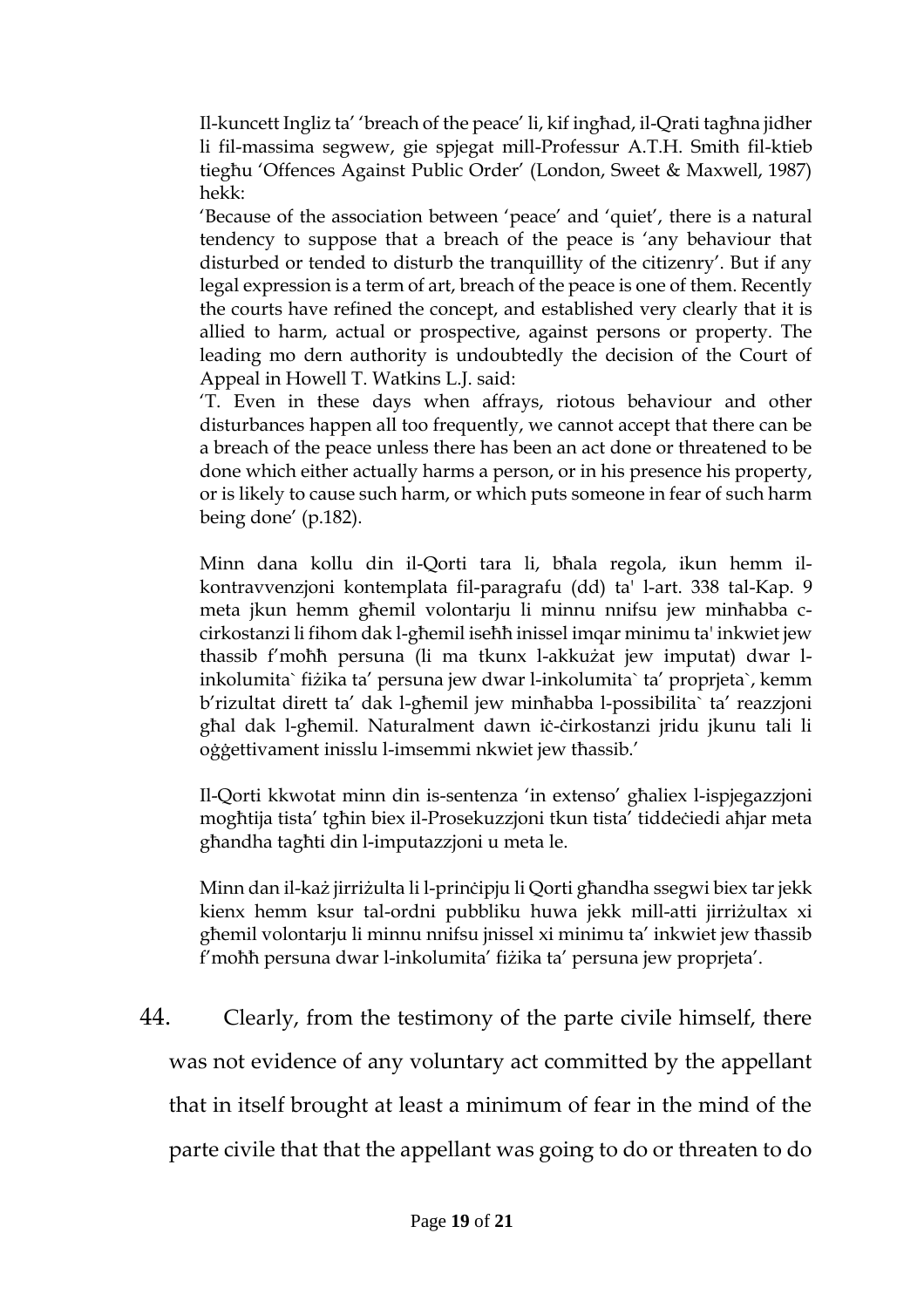Il-kuncett Ingliz ta' 'breach of the peace' li, kif ingħad, il-Qrati tagħna jidher li fil-massima segwew, gie spjegat mill-Professur A.T.H. Smith fil-ktieb tiegħu 'Offences Against Public Order' (London, Sweet & Maxwell, 1987) hekk:

'Because of the association between 'peace' and 'quiet', there is a natural tendency to suppose that a breach of the peace is 'any behaviour that disturbed or tended to disturb the tranquillity of the citizenry'. But if any legal expression is a term of art, breach of the peace is one of them. Recently the courts have refined the concept, and established very clearly that it is allied to harm, actual or prospective, against persons or property. The leading mo dern authority is undoubtedly the decision of the Court of Appeal in Howell T. Watkins L.J. said:

'T. Even in these days when affrays, riotous behaviour and other disturbances happen all too frequently, we cannot accept that there can be a breach of the peace unless there has been an act done or threatened to be done which either actually harms a person, or in his presence his property, or is likely to cause such harm, or which puts someone in fear of such harm being done' (p.182).

Minn dana kollu din il-Qorti tara li, bħala regola, ikun hemm il-kontravvenzjoni kontemplata fil-paragrafu (dd) ta' l-art. 338 tal-Kap. 9 meta jkun hemm għemil volontarju li minnu nnifsu jew minħabba c-cirkostanzi li fihom dak l-għemil iseħħ inissel imqar minimu ta' inkwiet jew tħassib f'moħħ persuna (li ma tkunx l-akkużat jew imputat) dwar l-inkolumita` fiżika ta' persuna jew dwar l-inkolumita` ta' proprjeta`, kemm b'rizultat dirett ta' dak l-għemil jew minħabba l-possibilita` ta' reazzjoni għal dak l-għemil. Naturalment dawn iċ-ċirkostanzi jridu jkunu tali li oġġettivament inisslu l-imsemmi nkwiet jew tħassib.'

Il-Qorti kkwotat minn din is-sentenza 'in extenso' għaliex l-ispjegazzjoni mogħtija tista' tgħin biex il-Prosekuzzjoni tkun tista' tiddeċiedi aħjar meta għandha tagħti din l-imputazzjoni u meta le.

Minn dan il-każ jirriżulta li l-prinċipju li Qorti għandha ssegwi biex tar jekk kienx hemm ksur tal-ordni pubbliku huwa jekk mill-atti jirriżultax xi għemil volontarju li minnu nnifsu jnissel xi minimu ta' inkwiet jew tħassib f'moħħ persuna dwar l-inkolumita' fiżika ta' persuna jew proprjeta'.

44. Clearly, from the testimony of the parte civile himself, there was not evidence of any voluntary act committed by the appellant that in itself brought at least a minimum of fear in the mind of the parte civile that that the appellant was going to do or threaten to do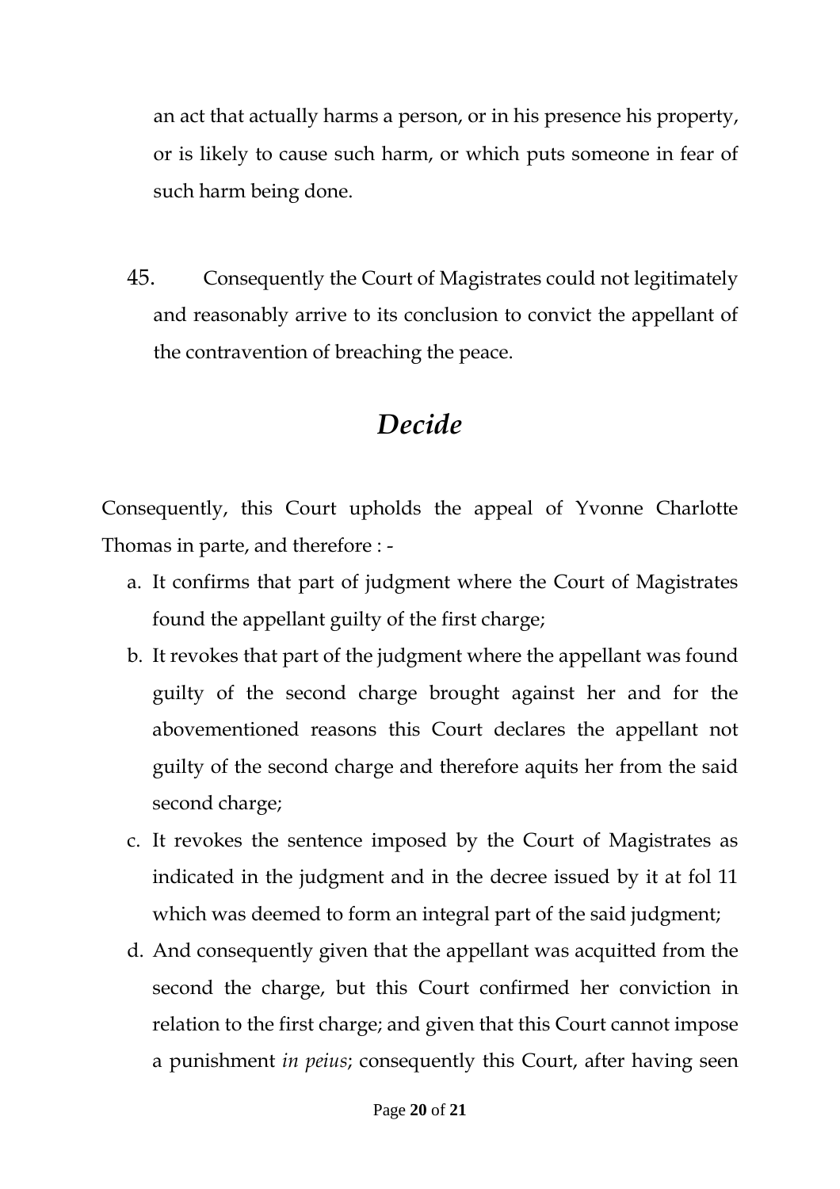an act that actually harms a person, or in his presence his property, or is likely to cause such harm, or which puts someone in fear of such harm being done.

45. Consequently the Court of Magistrates could not legitimately and reasonably arrive to its conclusion to convict the appellant of the contravention of breaching the peace.

## *Decide*

Consequently, this Court upholds the appeal of Yvonne Charlotte Thomas in parte, and therefore : -

a. It confirms that part of judgment where the Court of Magistrates found the appellant guilty of the first charge;
b. It revokes that part of the judgment where the appellant was found guilty of the second charge brought against her and for the abovementioned reasons this Court declares the appellant not guilty of the second charge and therefore aquits her from the said second charge;
c. It revokes the sentence imposed by the Court of Magistrates as indicated in the judgment and in the decree issued by it at fol 11 which was deemed to form an integral part of the said judgment;
d. And consequently given that the appellant was acquitted from the second the charge, but this Court confirmed her conviction in relation to the first charge; and given that this Court cannot impose a punishment *in peius*; consequently this Court, after having seen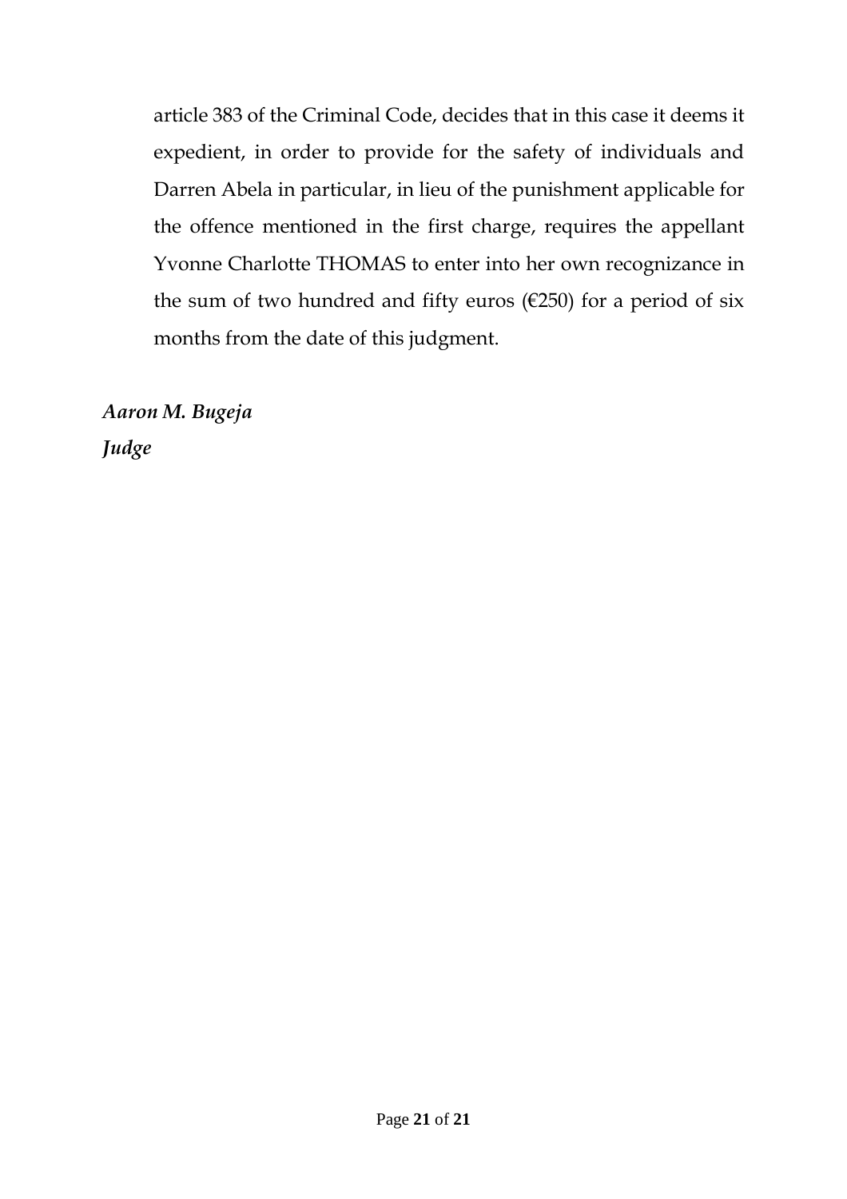article 383 of the Criminal Code, decides that in this case it deems it expedient, in order to provide for the safety of individuals and Darren Abela in particular, in lieu of the punishment applicable for the offence mentioned in the first charge, requires the appellant Yvonne Charlotte THOMAS to enter into her own recognizance in the sum of two hundred and fifty euros (€250) for a period of six months from the date of this judgment.

***Aaron M. Bugeja***
***Judge***